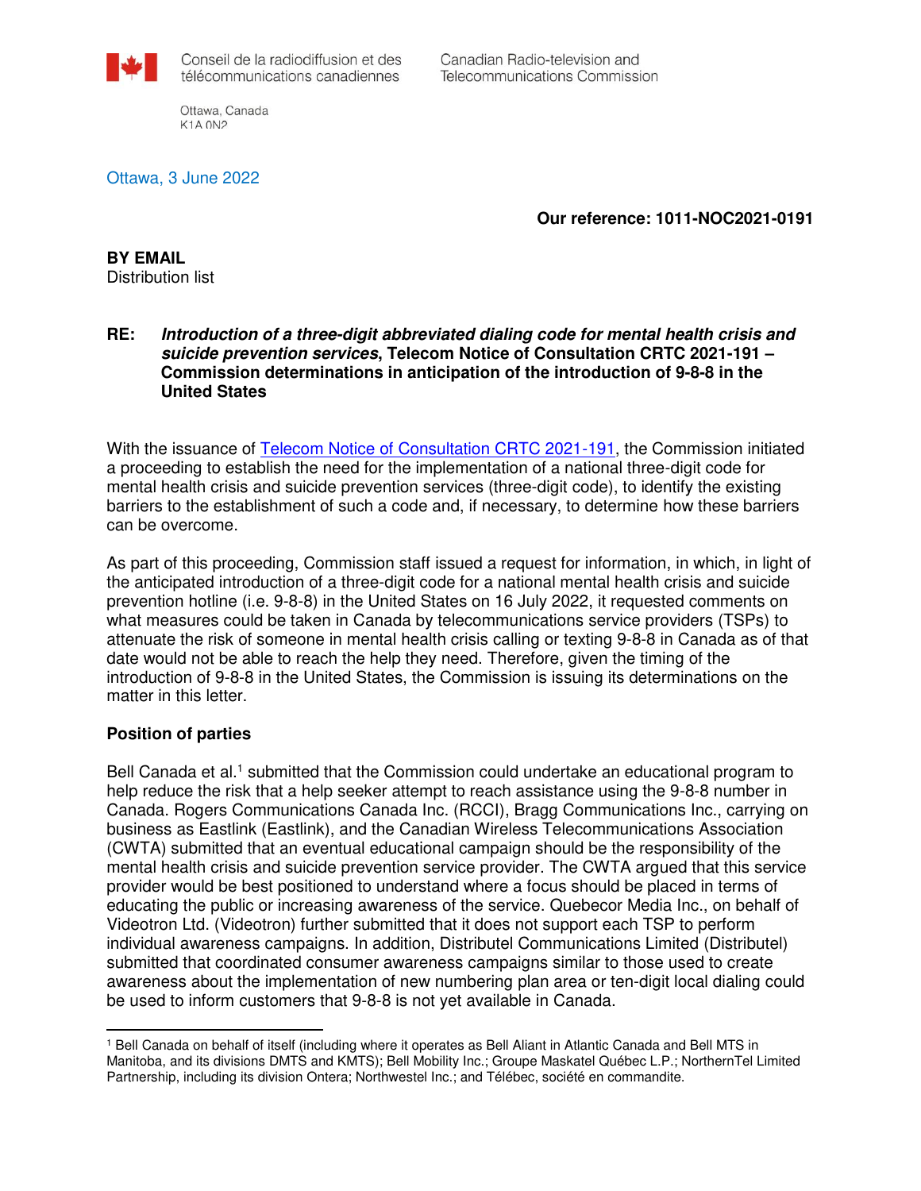Conseil de la radiodiffusion et des télécommunications canadiennes

Canadian Radio-television and Telecommunications Commission

Ottawa, Canada
K1A 0N2

Ottawa, 3 June 2022

**Our reference: 1011-NOC2021-0191**

**BY EMAIL**
Distribution list

**RE:** ***Introduction of a three-digit abbreviated dialing code for mental health crisis and suicide prevention services*, Telecom Notice of Consultation CRTC 2021-191 – Commission determinations in anticipation of the introduction of 9-8-8 in the United States**

With the issuance of [Telecom Notice of Consultation CRTC 2021-191](), the Commission initiated a proceeding to establish the need for the implementation of a national three-digit code for mental health crisis and suicide prevention services (three-digit code), to identify the existing barriers to the establishment of such a code and, if necessary, to determine how these barriers can be overcome.

As part of this proceeding, Commission staff issued a request for information, in which, in light of the anticipated introduction of a three-digit code for a national mental health crisis and suicide prevention hotline (i.e. 9-8-8) in the United States on 16 July 2022, it requested comments on what measures could be taken in Canada by telecommunications service providers (TSPs) to attenuate the risk of someone in mental health crisis calling or texting 9-8-8 in Canada as of that date would not be able to reach the help they need. Therefore, given the timing of the introduction of 9-8-8 in the United States, the Commission is issuing its determinations on the matter in this letter.

**Position of parties**

Bell Canada et al.[1] submitted that the Commission could undertake an educational program to help reduce the risk that a help seeker attempt to reach assistance using the 9-8-8 number in Canada. Rogers Communications Canada Inc. (RCCI), Bragg Communications Inc., carrying on business as Eastlink (Eastlink), and the Canadian Wireless Telecommunications Association (CWTA) submitted that an eventual educational campaign should be the responsibility of the mental health crisis and suicide prevention service provider. The CWTA argued that this service provider would be best positioned to understand where a focus should be placed in terms of educating the public or increasing awareness of the service. Quebecor Media Inc., on behalf of Videotron Ltd. (Videotron) further submitted that it does not support each TSP to perform individual awareness campaigns. In addition, Distributel Communications Limited (Distributel) submitted that coordinated consumer awareness campaigns similar to those used to create awareness about the implementation of new numbering plan area or ten-digit local dialing could be used to inform customers that 9-8-8 is not yet available in Canada.

---

[1] Bell Canada on behalf of itself (including where it operates as Bell Aliant in Atlantic Canada and Bell MTS in Manitoba, and its divisions DMTS and KMTS); Bell Mobility Inc.; Groupe Maskatel Québec L.P.; NorthernTel Limited Partnership, including its division Ontera; Northwestel Inc.; and Télébec, société en commandite.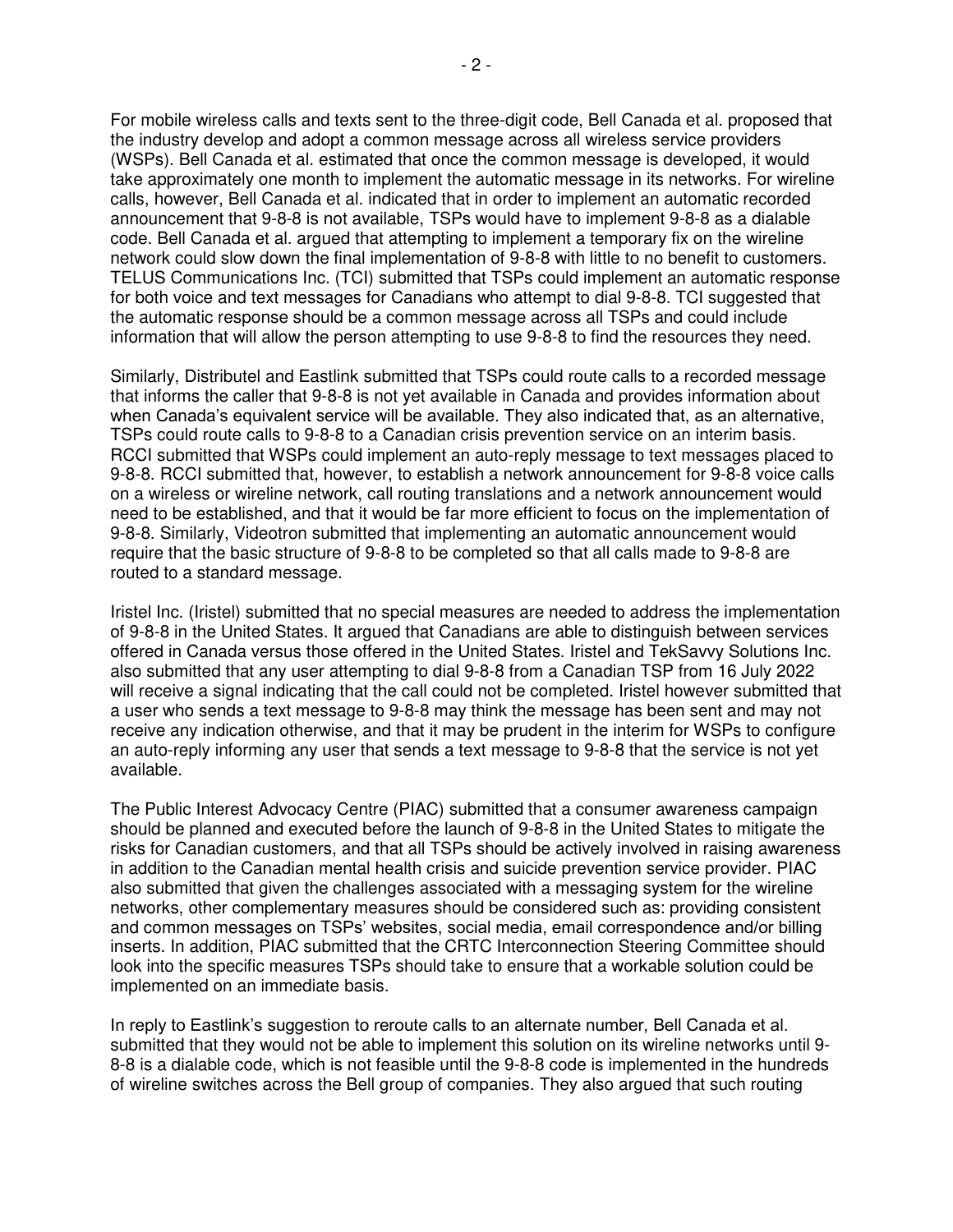For mobile wireless calls and texts sent to the three-digit code, Bell Canada et al. proposed that the industry develop and adopt a common message across all wireless service providers (WSPs). Bell Canada et al. estimated that once the common message is developed, it would take approximately one month to implement the automatic message in its networks. For wireline calls, however, Bell Canada et al. indicated that in order to implement an automatic recorded announcement that 9-8-8 is not available, TSPs would have to implement 9-8-8 as a dialable code. Bell Canada et al. argued that attempting to implement a temporary fix on the wireline network could slow down the final implementation of 9-8-8 with little to no benefit to customers. TELUS Communications Inc. (TCI) submitted that TSPs could implement an automatic response for both voice and text messages for Canadians who attempt to dial 9-8-8. TCI suggested that the automatic response should be a common message across all TSPs and could include information that will allow the person attempting to use 9-8-8 to find the resources they need.

Similarly, Distributel and Eastlink submitted that TSPs could route calls to a recorded message that informs the caller that 9-8-8 is not yet available in Canada and provides information about when Canada's equivalent service will be available. They also indicated that, as an alternative, TSPs could route calls to 9-8-8 to a Canadian crisis prevention service on an interim basis. RCCI submitted that WSPs could implement an auto-reply message to text messages placed to 9-8-8. RCCI submitted that, however, to establish a network announcement for 9-8-8 voice calls on a wireless or wireline network, call routing translations and a network announcement would need to be established, and that it would be far more efficient to focus on the implementation of 9-8-8. Similarly, Videotron submitted that implementing an automatic announcement would require that the basic structure of 9-8-8 to be completed so that all calls made to 9-8-8 are routed to a standard message.

Iristel Inc. (Iristel) submitted that no special measures are needed to address the implementation of 9-8-8 in the United States. It argued that Canadians are able to distinguish between services offered in Canada versus those offered in the United States. Iristel and TekSavvy Solutions Inc. also submitted that any user attempting to dial 9-8-8 from a Canadian TSP from 16 July 2022 will receive a signal indicating that the call could not be completed. Iristel however submitted that a user who sends a text message to 9-8-8 may think the message has been sent and may not receive any indication otherwise, and that it may be prudent in the interim for WSPs to configure an auto-reply informing any user that sends a text message to 9-8-8 that the service is not yet available.

The Public Interest Advocacy Centre (PIAC) submitted that a consumer awareness campaign should be planned and executed before the launch of 9-8-8 in the United States to mitigate the risks for Canadian customers, and that all TSPs should be actively involved in raising awareness in addition to the Canadian mental health crisis and suicide prevention service provider. PIAC also submitted that given the challenges associated with a messaging system for the wireline networks, other complementary measures should be considered such as: providing consistent and common messages on TSPs' websites, social media, email correspondence and/or billing inserts. In addition, PIAC submitted that the CRTC Interconnection Steering Committee should look into the specific measures TSPs should take to ensure that a workable solution could be implemented on an immediate basis.

In reply to Eastlink's suggestion to reroute calls to an alternate number, Bell Canada et al. submitted that they would not be able to implement this solution on its wireline networks until 9-8-8 is a dialable code, which is not feasible until the 9-8-8 code is implemented in the hundreds of wireline switches across the Bell group of companies. They also argued that such routing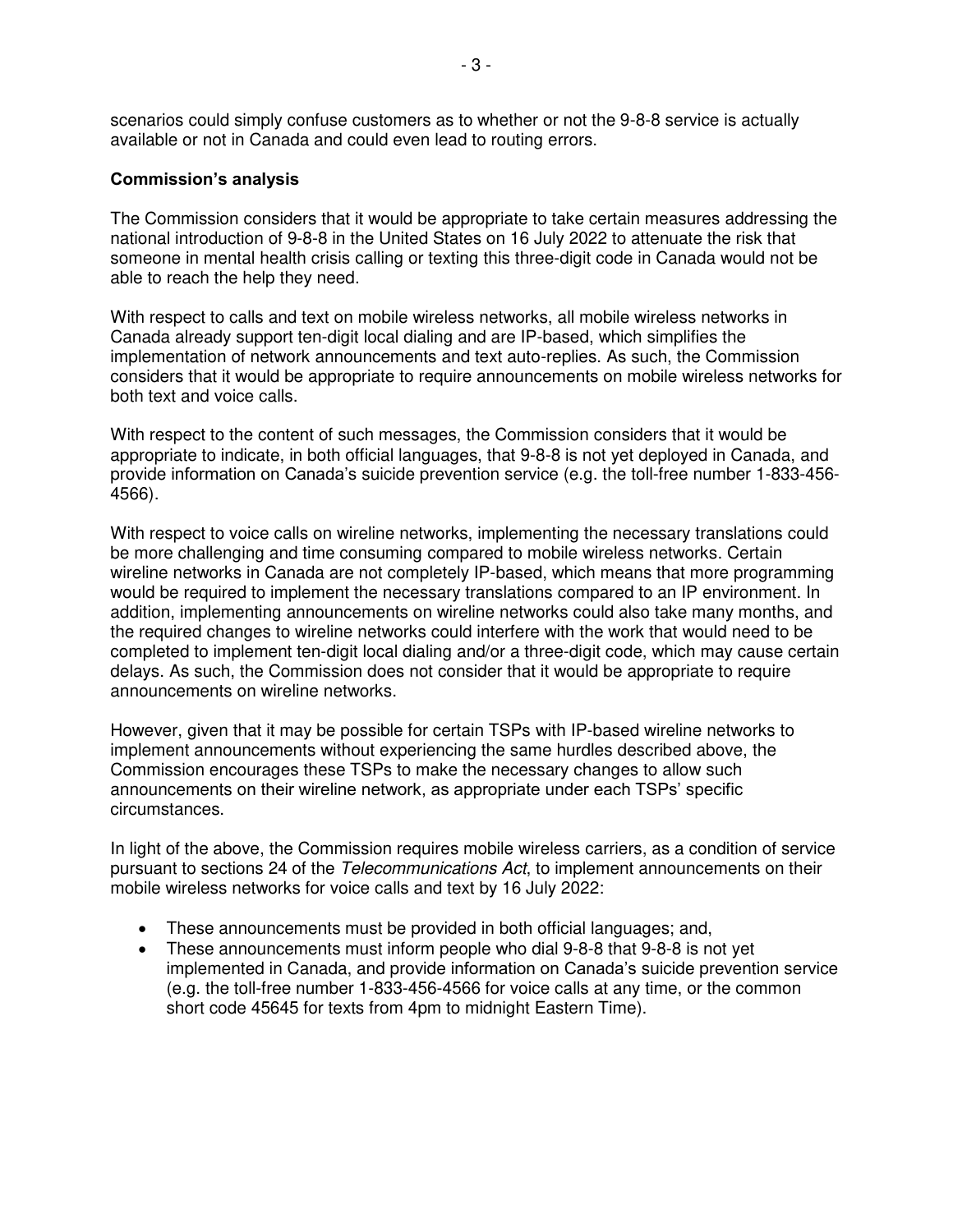scenarios could simply confuse customers as to whether or not the 9-8-8 service is actually available or not in Canada and could even lead to routing errors.

**Commission's analysis**

The Commission considers that it would be appropriate to take certain measures addressing the national introduction of 9-8-8 in the United States on 16 July 2022 to attenuate the risk that someone in mental health crisis calling or texting this three-digit code in Canada would not be able to reach the help they need.

With respect to calls and text on mobile wireless networks, all mobile wireless networks in Canada already support ten-digit local dialing and are IP-based, which simplifies the implementation of network announcements and text auto-replies. As such, the Commission considers that it would be appropriate to require announcements on mobile wireless networks for both text and voice calls.

With respect to the content of such messages, the Commission considers that it would be appropriate to indicate, in both official languages, that 9-8-8 is not yet deployed in Canada, and provide information on Canada's suicide prevention service (e.g. the toll-free number 1-833-456-4566).

With respect to voice calls on wireline networks, implementing the necessary translations could be more challenging and time consuming compared to mobile wireless networks. Certain wireline networks in Canada are not completely IP-based, which means that more programming would be required to implement the necessary translations compared to an IP environment. In addition, implementing announcements on wireline networks could also take many months, and the required changes to wireline networks could interfere with the work that would need to be completed to implement ten-digit local dialing and/or a three-digit code, which may cause certain delays. As such, the Commission does not consider that it would be appropriate to require announcements on wireline networks.

However, given that it may be possible for certain TSPs with IP-based wireline networks to implement announcements without experiencing the same hurdles described above, the Commission encourages these TSPs to make the necessary changes to allow such announcements on their wireline network, as appropriate under each TSPs' specific circumstances.

In light of the above, the Commission requires mobile wireless carriers, as a condition of service pursuant to sections 24 of the *Telecommunications Act*, to implement announcements on their mobile wireless networks for voice calls and text by 16 July 2022:

- These announcements must be provided in both official languages; and,
- These announcements must inform people who dial 9-8-8 that 9-8-8 is not yet implemented in Canada, and provide information on Canada's suicide prevention service (e.g. the toll-free number 1-833-456-4566 for voice calls at any time, or the common short code 45645 for texts from 4pm to midnight Eastern Time).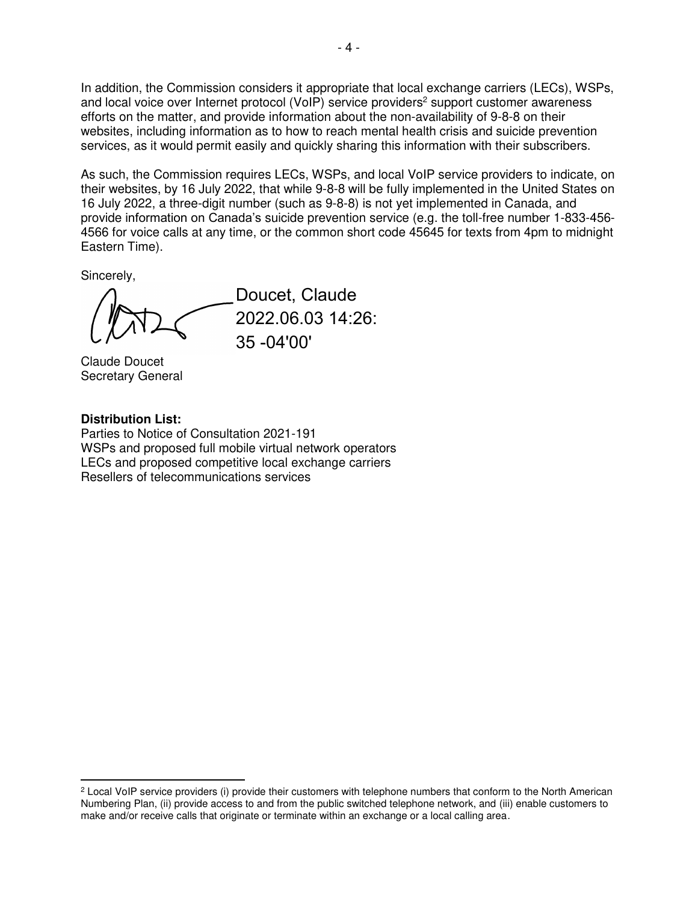In addition, the Commission considers it appropriate that local exchange carriers (LECs), WSPs, and local voice over Internet protocol (VoIP) service providers[2] support customer awareness efforts on the matter, and provide information about the non-availability of 9-8-8 on their websites, including information as to how to reach mental health crisis and suicide prevention services, as it would permit easily and quickly sharing this information with their subscribers.

As such, the Commission requires LECs, WSPs, and local VoIP service providers to indicate, on their websites, by 16 July 2022, that while 9-8-8 will be fully implemented in the United States on 16 July 2022, a three-digit number (such as 9-8-8) is not yet implemented in Canada, and provide information on Canada's suicide prevention service (e.g. the toll-free number 1-833-456-4566 for voice calls at any time, or the common short code 45645 for texts from 4pm to midnight Eastern Time).

Sincerely,

Doucet, Claude
2022.06.03 14:26:35 -04'00'

Claude Doucet
Secretary General

**Distribution List:**
Parties to Notice of Consultation 2021-191
WSPs and proposed full mobile virtual network operators
LECs and proposed competitive local exchange carriers
Resellers of telecommunications services

---

[2] Local VoIP service providers (i) provide their customers with telephone numbers that conform to the North American Numbering Plan, (ii) provide access to and from the public switched telephone network, and (iii) enable customers to make and/or receive calls that originate or terminate within an exchange or a local calling area.